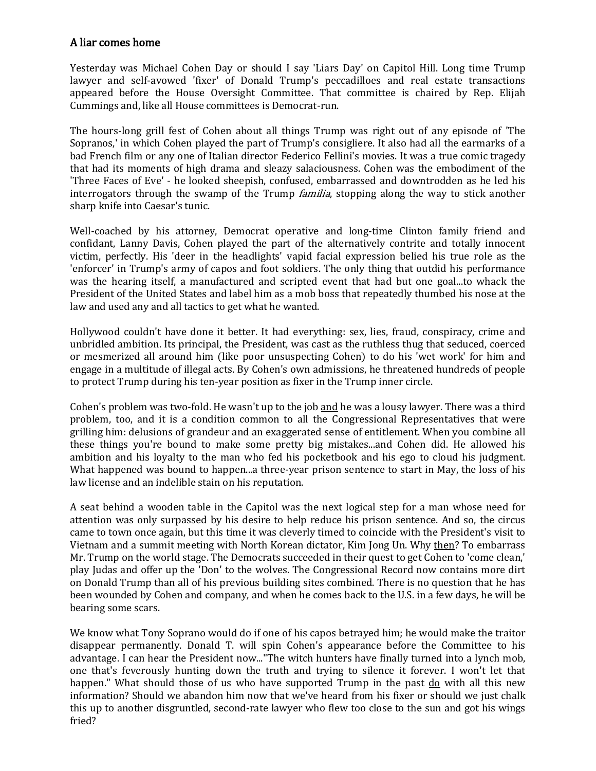## A liar comes home

Yesterday was Michael Cohen Day or should I say 'Liars Day' on Capitol Hill. Long time Trump lawyer and self-avowed 'fixer' of Donald Trump's peccadilloes and real estate transactions appeared before the House Oversight Committee. That committee is chaired by Rep. Elijah Cummings and, like all House committees is Democrat-run.

The hours-long grill fest of Cohen about all things Trump was right out of any episode of 'The Sopranos,' in which Cohen played the part of Trump's consigliere. It also had all the earmarks of a bad French film or any one of Italian director Federico Fellini's movies. It was a true comic tragedy that had its moments of high drama and sleazy salaciousness. Cohen was the embodiment of the 'Three Faces of Eve' - he looked sheepish, confused, embarrassed and downtrodden as he led his interrogators through the swamp of the Trump *familia*, stopping along the way to stick another sharp knife into Caesar's tunic.

Well-coached by his attorney, Democrat operative and long-time Clinton family friend and confidant, Lanny Davis, Cohen played the part of the alternatively contrite and totally innocent victim, perfectly. His 'deer in the headlights' vapid facial expression belied his true role as the 'enforcer' in Trump's army of capos and foot soldiers. The only thing that outdid his performance was the hearing itself, a manufactured and scripted event that had but one goal...to whack the President of the United States and label him as a mob boss that repeatedly thumbed his nose at the law and used any and all tactics to get what he wanted.

Hollywood couldn't have done it better. It had everything: sex, lies, fraud, conspiracy, crime and unbridled ambition. Its principal, the President, was cast as the ruthless thug that seduced, coerced or mesmerized all around him (like poor unsuspecting Cohen) to do his 'wet work' for him and engage in a multitude of illegal acts. By Cohen's own admissions, he threatened hundreds of people to protect Trump during his ten-year position as fixer in the Trump inner circle.

Cohen's problem was two-fold. He wasn't up to the job <u>and</u> he was a lousy lawyer. There was a third problem, too, and it is a condition common to all the Congressional Representatives that were grilling him: delusions of grandeur and an exaggerated sense of entitlement. When you combine all these things you're bound to make some pretty big mistakes...and Cohen did. He allowed his ambition and his loyalty to the man who fed his pocketbook and his ego to cloud his judgment. What happened was bound to happen...a three-year prison sentence to start in May, the loss of his law license and an indelible stain on his reputation.

A seat behind a wooden table in the Capitol was the next logical step for a man whose need for attention was only surpassed by his desire to help reduce his prison sentence. And so, the circus came to town once again, but this time it was cleverly timed to coincide with the President's visit to Vietnam and a summit meeting with North Korean dictator, Kim Jong Un. Why <u>then</u>? To embarrass Mr. Trump on the world stage. The Democrats succeeded in their quest to get Cohen to 'come clean,' play Judas and offer up the 'Don' to the wolves. The Congressional Record now contains more dirt on Donald Trump than all of his previous building sites combined. There is no question that he has been wounded by Cohen and company, and when he comes back to the U.S. in a few days, he will be bearing some scars.

We know what Tony Soprano would do if one of his capos betrayed him; he would make the traitor disappear permanently. Donald T. will spin Cohen's appearance before the Committee to his advantage. I can hear the President now..."The witch hunters have finally turned into a lynch mob, one that's feverously hunting down the truth and trying to silence it forever. I won't let that happen." What should those of us who have supported Trump in the past <u>do</u> with all this new information? Should we abandon him now that we've heard from his fixer or should we just chalk this up to another disgruntled, second-rate lawyer who flew too close to the sun and got his wings fried?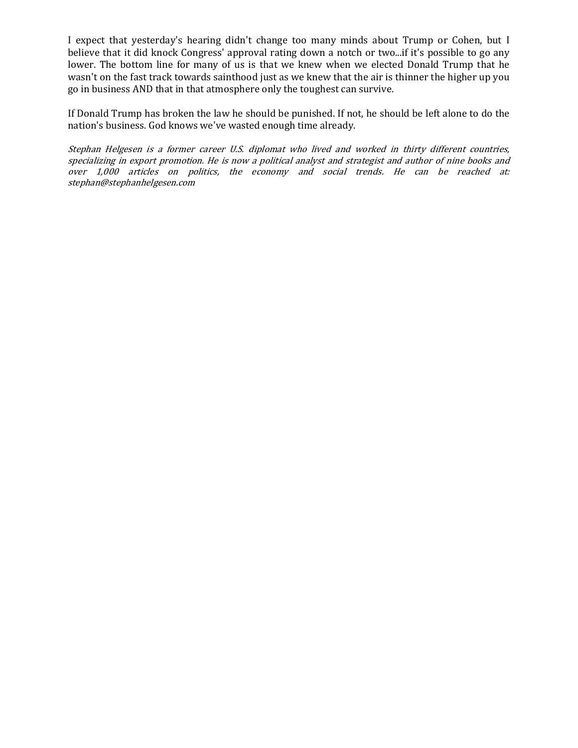I expect that yesterday's hearing didn't change too many minds about Trump or Cohen, but I believe that it did knock Congress' approval rating down a notch or two...if it's possible to go any lower. The bottom line for many of us is that we knew when we elected Donald Trump that he wasn't on the fast track towards sainthood just as we knew that the air is thinner the higher up you go in business AND that in that atmosphere only the toughest can survive.

If Donald Trump has broken the law he should be punished. If not, he should be left alone to do the nation's business. God knows we've wasted enough time already.

*Stephan Helgesen is a former career U.S. diplomat who lived and worked in thirty different countries, specializing in export promotion. He is now a political analyst and strategist and author of nine books and over 1,000 articles on politics, the economy and social trends. He can be reached at: stephan@stephanhelgesen.com*